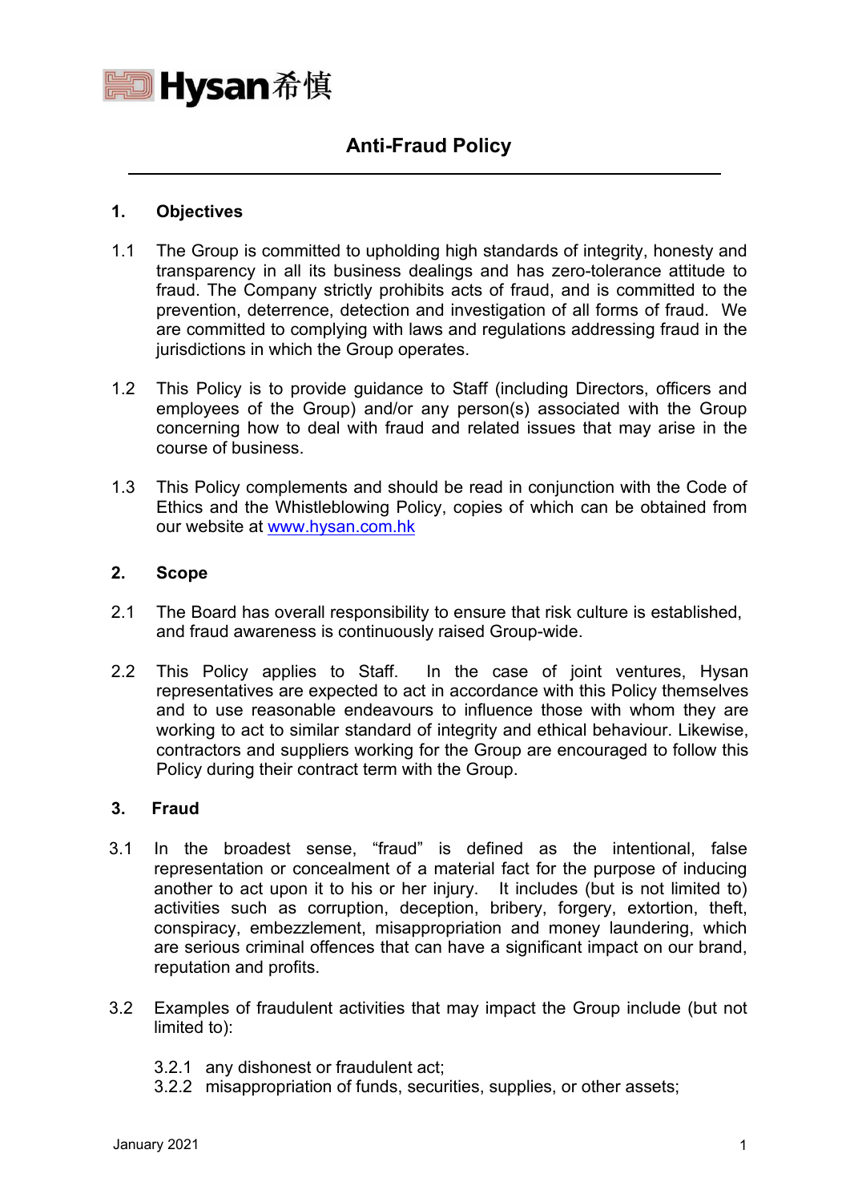Hysan希慎

# Anti-Fraud Policy

## 1. Objectives

1.1 The Group is committed to upholding high standards of integrity, honesty and transparency in all its business dealings and has zero-tolerance attitude to fraud. The Company strictly prohibits acts of fraud, and is committed to the prevention, deterrence, detection and investigation of all forms of fraud. We are committed to complying with laws and regulations addressing fraud in the jurisdictions in which the Group operates.

1.2 This Policy is to provide guidance to Staff (including Directors, officers and employees of the Group) and/or any person(s) associated with the Group concerning how to deal with fraud and related issues that may arise in the course of business.

1.3 This Policy complements and should be read in conjunction with the Code of Ethics and the Whistleblowing Policy, copies of which can be obtained from our website at [www.hysan.com.hk](http://www.hysan.com.hk)

## 2. Scope

2.1 The Board has overall responsibility to ensure that risk culture is established, and fraud awareness is continuously raised Group-wide.

2.2 This Policy applies to Staff. In the case of joint ventures, Hysan representatives are expected to act in accordance with this Policy themselves and to use reasonable endeavours to influence those with whom they are working to act to similar standard of integrity and ethical behaviour. Likewise, contractors and suppliers working for the Group are encouraged to follow this Policy during their contract term with the Group.

## 3. Fraud

3.1 In the broadest sense, "fraud" is defined as the intentional, false representation or concealment of a material fact for the purpose of inducing another to act upon it to his or her injury. It includes (but is not limited to) activities such as corruption, deception, bribery, forgery, extortion, theft, conspiracy, embezzlement, misappropriation and money laundering, which are serious criminal offences that can have a significant impact on our brand, reputation and profits.

3.2 Examples of fraudulent activities that may impact the Group include (but not limited to):

3.2.1 any dishonest or fraudulent act;
3.2.2 misappropriation of funds, securities, supplies, or other assets;

January 2021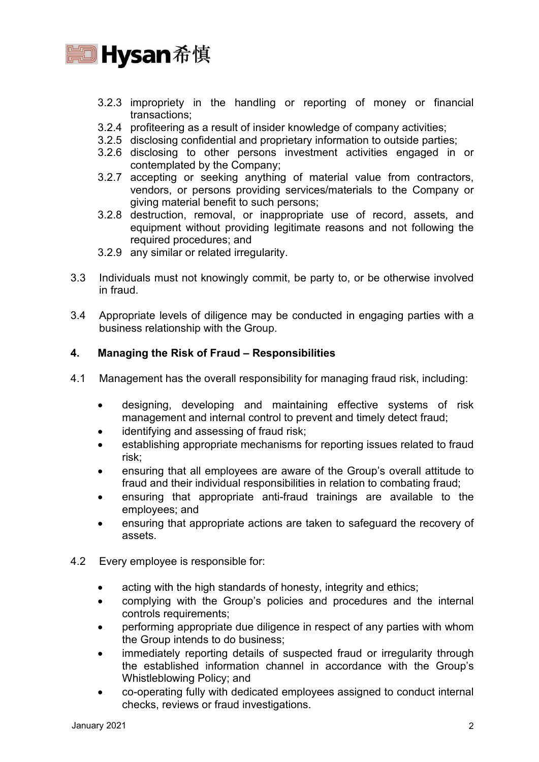3.2.3 impropriety in the handling or reporting of money or financial transactions;

3.2.4 profiteering as a result of insider knowledge of company activities;

3.2.5 disclosing confidential and proprietary information to outside parties;

3.2.6 disclosing to other persons investment activities engaged in or contemplated by the Company;

3.2.7 accepting or seeking anything of material value from contractors, vendors, or persons providing services/materials to the Company or giving material benefit to such persons;

3.2.8 destruction, removal, or inappropriate use of record, assets, and equipment without providing legitimate reasons and not following the required procedures; and

3.2.9 any similar or related irregularity.

3.3 Individuals must not knowingly commit, be party to, or be otherwise involved in fraud.

3.4 Appropriate levels of diligence may be conducted in engaging parties with a business relationship with the Group.

## 4. Managing the Risk of Fraud – Responsibilities

4.1 Management has the overall responsibility for managing fraud risk, including:

- designing, developing and maintaining effective systems of risk management and internal control to prevent and timely detect fraud;
- identifying and assessing of fraud risk;
- establishing appropriate mechanisms for reporting issues related to fraud risk;
- ensuring that all employees are aware of the Group's overall attitude to fraud and their individual responsibilities in relation to combating fraud;
- ensuring that appropriate anti-fraud trainings are available to the employees; and
- ensuring that appropriate actions are taken to safeguard the recovery of assets.

4.2 Every employee is responsible for:

- acting with the high standards of honesty, integrity and ethics;
- complying with the Group's policies and procedures and the internal controls requirements;
- performing appropriate due diligence in respect of any parties with whom the Group intends to do business;
- immediately reporting details of suspected fraud or irregularity through the established information channel in accordance with the Group's Whistleblowing Policy; and
- co-operating fully with dedicated employees assigned to conduct internal checks, reviews or fraud investigations.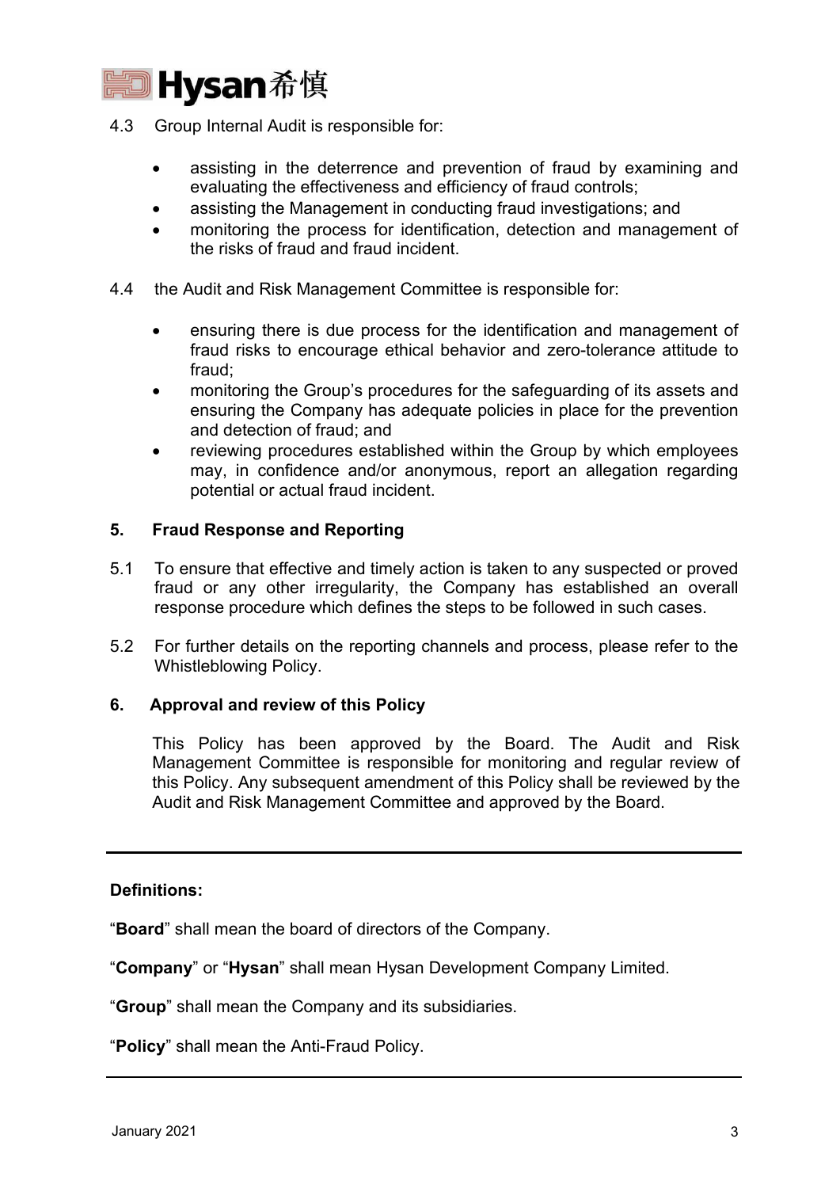4.3 Group Internal Audit is responsible for:

- assisting in the deterrence and prevention of fraud by examining and evaluating the effectiveness and efficiency of fraud controls;
- assisting the Management in conducting fraud investigations; and
- monitoring the process for identification, detection and management of the risks of fraud and fraud incident.

4.4 the Audit and Risk Management Committee is responsible for:

- ensuring there is due process for the identification and management of fraud risks to encourage ethical behavior and zero-tolerance attitude to fraud;
- monitoring the Group's procedures for the safeguarding of its assets and ensuring the Company has adequate policies in place for the prevention and detection of fraud; and
- reviewing procedures established within the Group by which employees may, in confidence and/or anonymous, report an allegation regarding potential or actual fraud incident.

## 5. Fraud Response and Reporting

5.1 To ensure that effective and timely action is taken to any suspected or proved fraud or any other irregularity, the Company has established an overall response procedure which defines the steps to be followed in such cases.

5.2 For further details on the reporting channels and process, please refer to the Whistleblowing Policy.

## 6. Approval and review of this Policy

This Policy has been approved by the Board. The Audit and Risk Management Committee is responsible for monitoring and regular review of this Policy. Any subsequent amendment of this Policy shall be reviewed by the Audit and Risk Management Committee and approved by the Board.

---

**Definitions:**

"**Board**" shall mean the board of directors of the Company.

"**Company**" or "**Hysan**" shall mean Hysan Development Company Limited.

"**Group**" shall mean the Company and its subsidiaries.

"**Policy**" shall mean the Anti-Fraud Policy.

---

January 2021